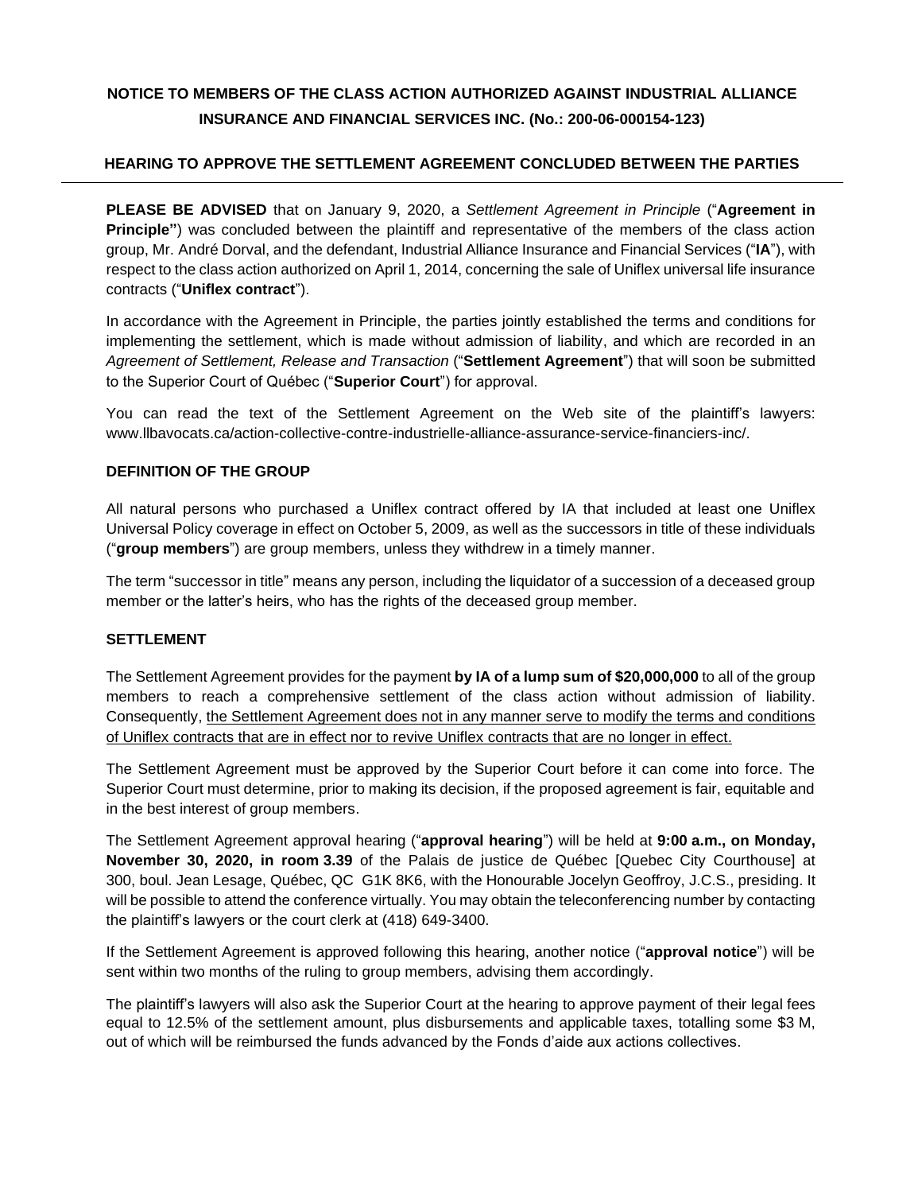# NOTICE TO MEMBERS OF THE CLASS ACTION AUTHORIZED AGAINST INDUSTRIAL ALLIANCE INSURANCE AND FINANCIAL SERVICES INC. (No.: 200-06-000154-123)

## HEARING TO APPROVE THE SETTLEMENT AGREEMENT CONCLUDED BETWEEN THE PARTIES

---

**PLEASE BE ADVISED** that on January 9, 2020, a *Settlement Agreement in Principle* ("**Agreement in Principle"**) was concluded between the plaintiff and representative of the members of the class action group, Mr. André Dorval, and the defendant, Industrial Alliance Insurance and Financial Services ("**IA**"), with respect to the class action authorized on April 1, 2014, concerning the sale of Uniflex universal life insurance contracts ("**Uniflex contract**").

In accordance with the Agreement in Principle, the parties jointly established the terms and conditions for implementing the settlement, which is made without admission of liability, and which are recorded in an *Agreement of Settlement, Release and Transaction* ("**Settlement Agreement**") that will soon be submitted to the Superior Court of Québec ("**Superior Court**") for approval.

You can read the text of the Settlement Agreement on the Web site of the plaintiff's lawyers: www.llbavocats.ca/action-collective-contre-industrielle-alliance-assurance-service-financiers-inc/.

### DEFINITION OF THE GROUP

All natural persons who purchased a Uniflex contract offered by IA that included at least one Uniflex Universal Policy coverage in effect on October 5, 2009, as well as the successors in title of these individuals ("**group members**") are group members, unless they withdrew in a timely manner.

The term "successor in title" means any person, including the liquidator of a succession of a deceased group member or the latter's heirs, who has the rights of the deceased group member.

### SETTLEMENT

The Settlement Agreement provides for the payment **by IA of a lump sum of $20,000,000** to all of the group members to reach a comprehensive settlement of the class action without admission of liability. Consequently, <u>the Settlement Agreement does not in any manner serve to modify the terms and conditions of Uniflex contracts that are in effect nor to revive Uniflex contracts that are no longer in effect.</u>

The Settlement Agreement must be approved by the Superior Court before it can come into force. The Superior Court must determine, prior to making its decision, if the proposed agreement is fair, equitable and in the best interest of group members.

The Settlement Agreement approval hearing ("**approval hearing**") will be held at **9:00 a.m., on Monday, November 30, 2020, in room 3.39** of the Palais de justice de Québec [Quebec City Courthouse] at 300, boul. Jean Lesage, Québec, QC G1K 8K6, with the Honourable Jocelyn Geoffroy, J.C.S., presiding. It will be possible to attend the conference virtually. You may obtain the teleconferencing number by contacting the plaintiff's lawyers or the court clerk at (418) 649-3400.

If the Settlement Agreement is approved following this hearing, another notice ("**approval notice**") will be sent within two months of the ruling to group members, advising them accordingly.

The plaintiff's lawyers will also ask the Superior Court at the hearing to approve payment of their legal fees equal to 12.5% of the settlement amount, plus disbursements and applicable taxes, totalling some $3 M, out of which will be reimbursed the funds advanced by the Fonds d'aide aux actions collectives.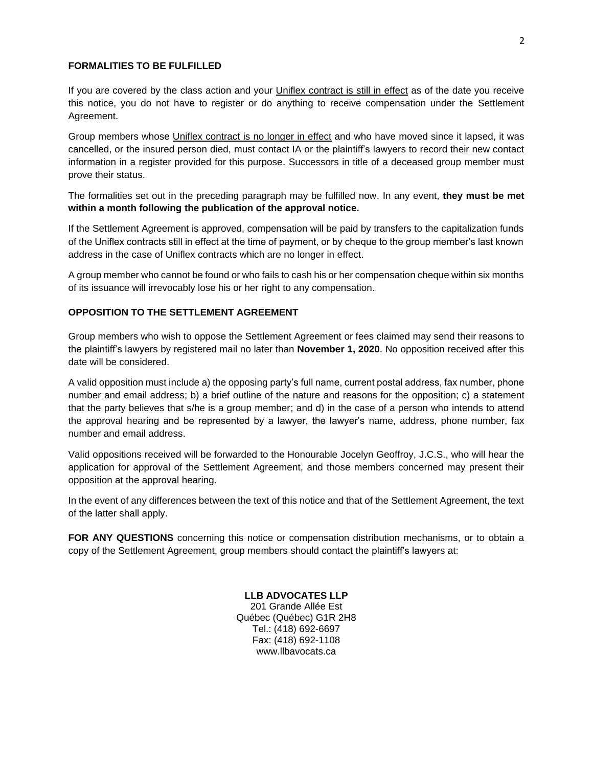## FORMALITIES TO BE FULFILLED

If you are covered by the class action and your Uniflex contract is still in effect as of the date you receive this notice, you do not have to register or do anything to receive compensation under the Settlement Agreement.

Group members whose Uniflex contract is no longer in effect and who have moved since it lapsed, it was cancelled, or the insured person died, must contact IA or the plaintiff's lawyers to record their new contact information in a register provided for this purpose. Successors in title of a deceased group member must prove their status.

The formalities set out in the preceding paragraph may be fulfilled now. In any event, **they must be met within a month following the publication of the approval notice.**

If the Settlement Agreement is approved, compensation will be paid by transfers to the capitalization funds of the Uniflex contracts still in effect at the time of payment, or by cheque to the group member's last known address in the case of Uniflex contracts which are no longer in effect.

A group member who cannot be found or who fails to cash his or her compensation cheque within six months of its issuance will irrevocably lose his or her right to any compensation.

## OPPOSITION TO THE SETTLEMENT AGREEMENT

Group members who wish to oppose the Settlement Agreement or fees claimed may send their reasons to the plaintiff's lawyers by registered mail no later than **November 1, 2020**. No opposition received after this date will be considered.

A valid opposition must include a) the opposing party's full name, current postal address, fax number, phone number and email address; b) a brief outline of the nature and reasons for the opposition; c) a statement that the party believes that s/he is a group member; and d) in the case of a person who intends to attend the approval hearing and be represented by a lawyer, the lawyer's name, address, phone number, fax number and email address.

Valid oppositions received will be forwarded to the Honourable Jocelyn Geoffroy, J.C.S., who will hear the application for approval of the Settlement Agreement, and those members concerned may present their opposition at the approval hearing.

In the event of any differences between the text of this notice and that of the Settlement Agreement, the text of the latter shall apply.

**FOR ANY QUESTIONS** concerning this notice or compensation distribution mechanisms, or to obtain a copy of the Settlement Agreement, group members should contact the plaintiff's lawyers at:

**LLB ADVOCATES LLP**
201 Grande Allée Est
Québec (Québec) G1R 2H8
Tel.: (418) 692-6697
Fax: (418) 692-1108
www.llbavocats.ca